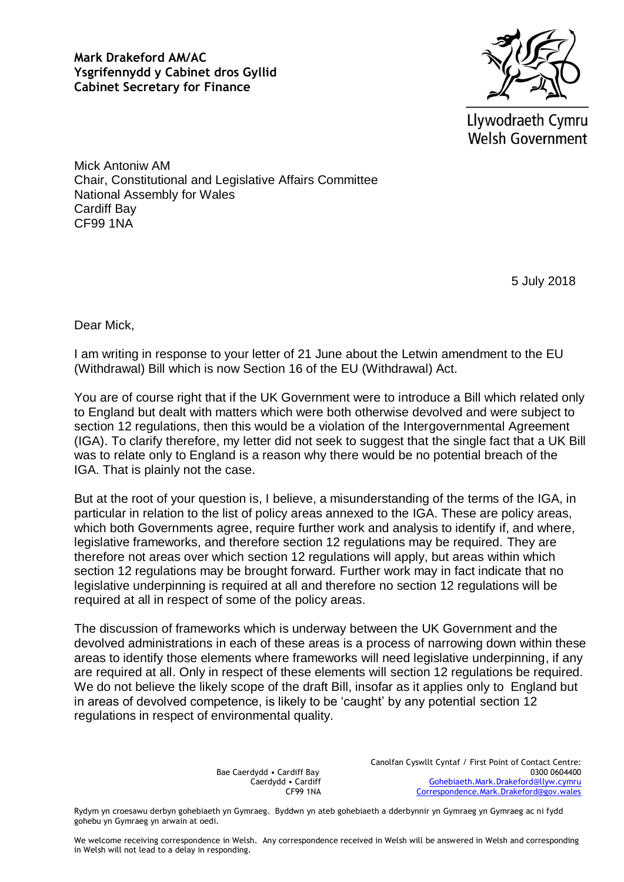**Mark Drakeford AM/AC**
**Ysgrifennydd y Cabinet dros Gyllid**
**Cabinet Secretary for Finance**

Llywodraeth Cymru
Welsh Government

Mick Antoniw AM
Chair, Constitutional and Legislative Affairs Committee
National Assembly for Wales
Cardiff Bay
CF99 1NA

5 July 2018

Dear Mick,

I am writing in response to your letter of 21 June about the Letwin amendment to the EU (Withdrawal) Bill which is now Section 16 of the EU (Withdrawal) Act.

You are of course right that if the UK Government were to introduce a Bill which related only to England but dealt with matters which were both otherwise devolved and were subject to section 12 regulations, then this would be a violation of the Intergovernmental Agreement (IGA). To clarify therefore, my letter did not seek to suggest that the single fact that a UK Bill was to relate only to England is a reason why there would be no potential breach of the IGA. That is plainly not the case.

But at the root of your question is, I believe, a misunderstanding of the terms of the IGA, in particular in relation to the list of policy areas annexed to the IGA. These are policy areas, which both Governments agree, require further work and analysis to identify if, and where, legislative frameworks, and therefore section 12 regulations may be required. They are therefore not areas over which section 12 regulations will apply, but areas within which section 12 regulations may be brought forward. Further work may in fact indicate that no legislative underpinning is required at all and therefore no section 12 regulations will be required at all in respect of some of the policy areas.

The discussion of frameworks which is underway between the UK Government and the devolved administrations in each of these areas is a process of narrowing down within these areas to identify those elements where frameworks will need legislative underpinning, if any are required at all. Only in respect of these elements will section 12 regulations be required. We do not believe the likely scope of the draft Bill, insofar as it applies only to England but in areas of devolved competence, is likely to be 'caught' by any potential section 12 regulations in respect of environmental quality.

Bae Caerdydd • Cardiff Bay
Caerdydd • Cardiff
CF99 1NA

Canolfan Cyswllt Cyntaf / First Point of Contact Centre:
0300 0604400
Gohebiaeth.Mark.Drakeford@llyw.cymru
Correspondence.Mark.Drakeford@gov.wales

Rydym yn croesawu derbyn gohebiaeth yn Gymraeg. Byddwn yn ateb gohebiaeth a dderbynnir yn Gymraeg yn Gymraeg ac ni fydd gohebu yn Gymraeg yn arwain at oedi.

We welcome receiving correspondence in Welsh. Any correspondence received in Welsh will be answered in Welsh and corresponding in Welsh will not lead to a delay in responding.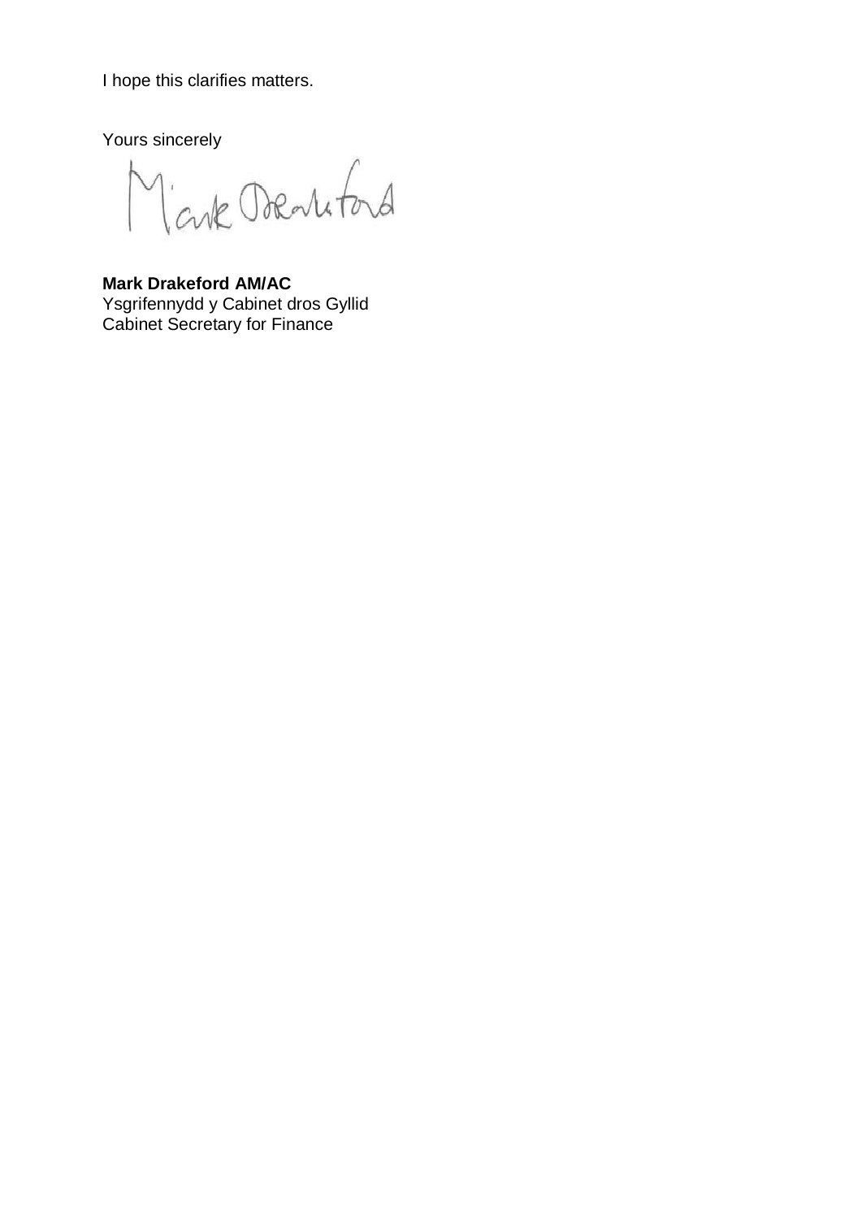I hope this clarifies matters.

Yours sincerely

**Mark Drakeford AM/AC**
Ysgrifennydd y Cabinet dros Gyllid
Cabinet Secretary for Finance